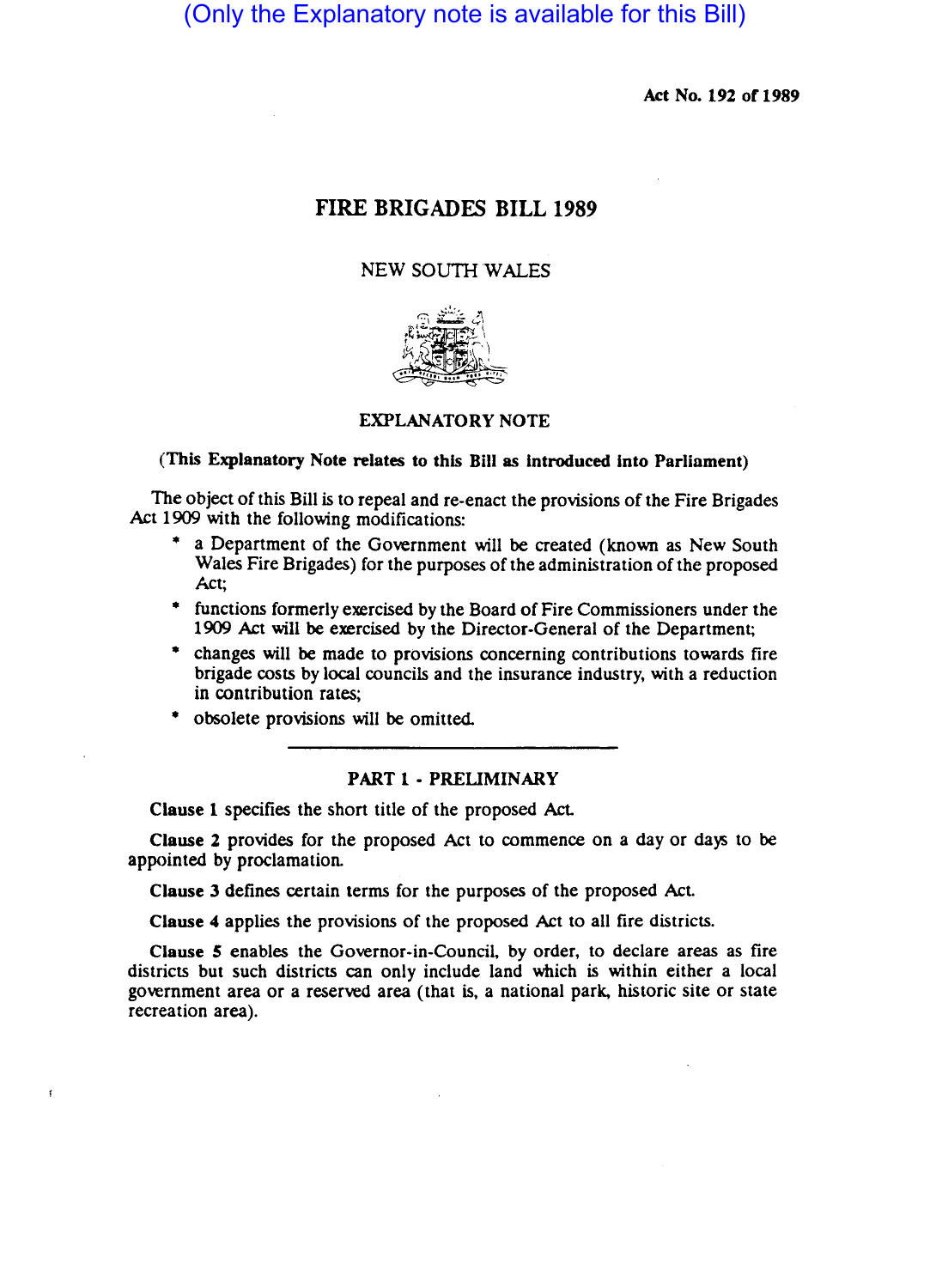(Only the Explanatory note is available for this Bill)

Act No. 192 of 1989

# FIRE BRIGADES BILL 1989

NEW SOUTH WALES

## EXPLANATORY NOTE

**(This Explanatory Note relates to this Bill as introduced into Parliament)**

The object of this Bill is to repeal and re-enact the provisions of the Fire Brigades Act 1909 with the following modifications:

* a Department of the Government will be created (known as New South Wales Fire Brigades) for the purposes of the administration of the proposed Act;
* functions formerly exercised by the Board of Fire Commissioners under the 1909 Act will be exercised by the Director-General of the Department;
* changes will be made to provisions concerning contributions towards fire brigade costs by local councils and the insurance industry, with a reduction in contribution rates;
* obsolete provisions will be omitted.

---

### PART 1 - PRELIMINARY

**Clause 1** specifies the short title of the proposed Act.

**Clause 2** provides for the proposed Act to commence on a day or days to be appointed by proclamation.

**Clause 3** defines certain terms for the purposes of the proposed Act.

**Clause 4** applies the provisions of the proposed Act to all fire districts.

**Clause 5** enables the Governor-in-Council, by order, to declare areas as fire districts but such districts can only include land which is within either a local government area or a reserved area (that is, a national park, historic site or state recreation area).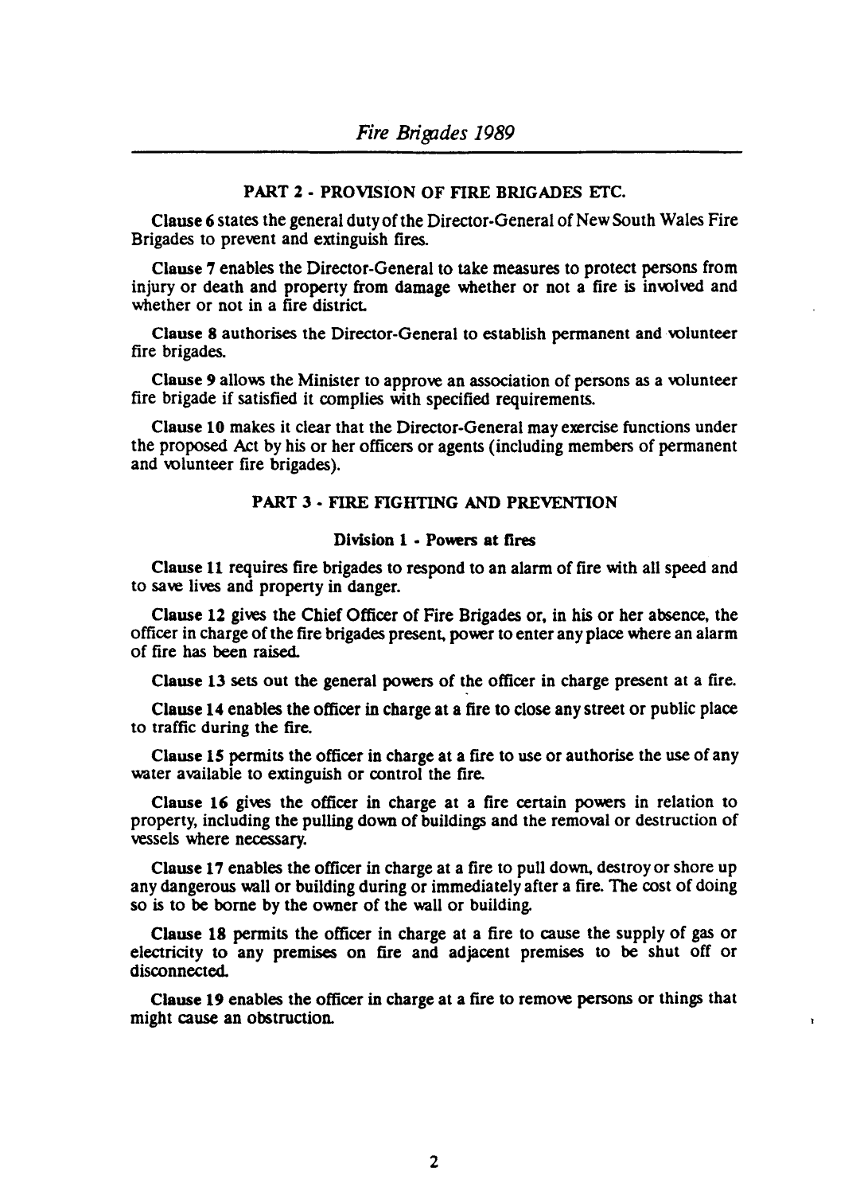## PART 2 - PROVISION OF FIRE BRIGADES ETC.

**Clause 6** states the general duty of the Director-General of New South Wales Fire Brigades to prevent and extinguish fires.

**Clause 7** enables the Director-General to take measures to protect persons from injury or death and property from damage whether or not a fire is involved and whether or not in a fire district.

**Clause 8** authorises the Director-General to establish permanent and volunteer fire brigades.

**Clause 9** allows the Minister to approve an association of persons as a volunteer fire brigade if satisfied it complies with specified requirements.

**Clause 10** makes it clear that the Director-General may exercise functions under the proposed Act by his or her officers or agents (including members of permanent and volunteer fire brigades).

## PART 3 - FIRE FIGHTING AND PREVENTION

### Division 1 - Powers at fires

**Clause 11** requires fire brigades to respond to an alarm of fire with all speed and to save lives and property in danger.

**Clause 12** gives the Chief Officer of Fire Brigades or, in his or her absence, the officer in charge of the fire brigades present, power to enter any place where an alarm of fire has been raised.

**Clause 13** sets out the general powers of the officer in charge present at a fire.

**Clause 14** enables the officer in charge at a fire to close any street or public place to traffic during the fire.

**Clause 15** permits the officer in charge at a fire to use or authorise the use of any water available to extinguish or control the fire.

**Clause 16** gives the officer in charge at a fire certain powers in relation to property, including the pulling down of buildings and the removal or destruction of vessels where necessary.

**Clause 17** enables the officer in charge at a fire to pull down, destroy or shore up any dangerous wall or building during or immediately after a fire. The cost of doing so is to be borne by the owner of the wall or building.

**Clause 18** permits the officer in charge at a fire to cause the supply of gas or electricity to any premises on fire and adjacent premises to be shut off or disconnected.

**Clause 19** enables the officer in charge at a fire to remove persons or things that might cause an obstruction.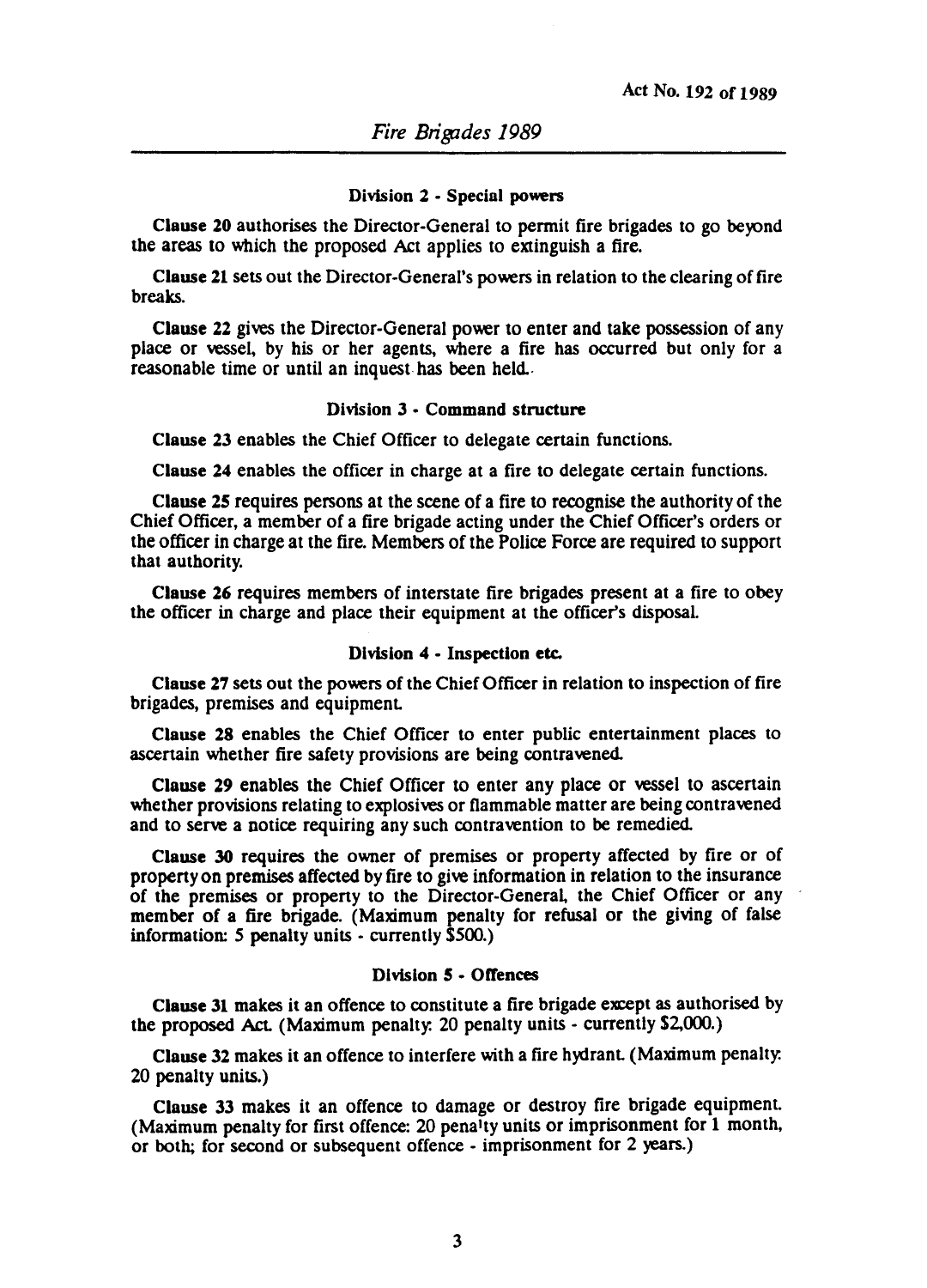### Division 2 - Special powers

**Clause 20** authorises the Director-General to permit fire brigades to go beyond the areas to which the proposed Act applies to extinguish a fire.

**Clause 21** sets out the Director-General's powers in relation to the clearing of fire breaks.

**Clause 22** gives the Director-General power to enter and take possession of any place or vessel, by his or her agents, where a fire has occurred but only for a reasonable time or until an inquest has been held.

### Division 3 - Command structure

**Clause 23** enables the Chief Officer to delegate certain functions.

**Clause 24** enables the officer in charge at a fire to delegate certain functions.

**Clause 25** requires persons at the scene of a fire to recognise the authority of the Chief Officer, a member of a fire brigade acting under the Chief Officer's orders or the officer in charge at the fire. Members of the Police Force are required to support that authority.

**Clause 26** requires members of interstate fire brigades present at a fire to obey the officer in charge and place their equipment at the officer's disposal.

### Division 4 - Inspection etc.

**Clause 27** sets out the powers of the Chief Officer in relation to inspection of fire brigades, premises and equipment.

**Clause 28** enables the Chief Officer to enter public entertainment places to ascertain whether fire safety provisions are being contravened.

**Clause 29** enables the Chief Officer to enter any place or vessel to ascertain whether provisions relating to explosives or flammable matter are being contravened and to serve a notice requiring any such contravention to be remedied.

**Clause 30** requires the owner of premises or property affected by fire or of property on premises affected by fire to give information in relation to the insurance of the premises or property to the Director-General, the Chief Officer or any member of a fire brigade. (Maximum penalty for refusal or the giving of false information: 5 penalty units - currently $500.)

### Division 5 - Offences

**Clause 31** makes it an offence to constitute a fire brigade except as authorised by the proposed Act. (Maximum penalty: 20 penalty units - currently $2,000.)

**Clause 32** makes it an offence to interfere with a fire hydrant. (Maximum penalty: 20 penalty units.)

**Clause 33** makes it an offence to damage or destroy fire brigade equipment. (Maximum penalty for first offence: 20 penalty units or imprisonment for 1 month, or both; for second or subsequent offence - imprisonment for 2 years.)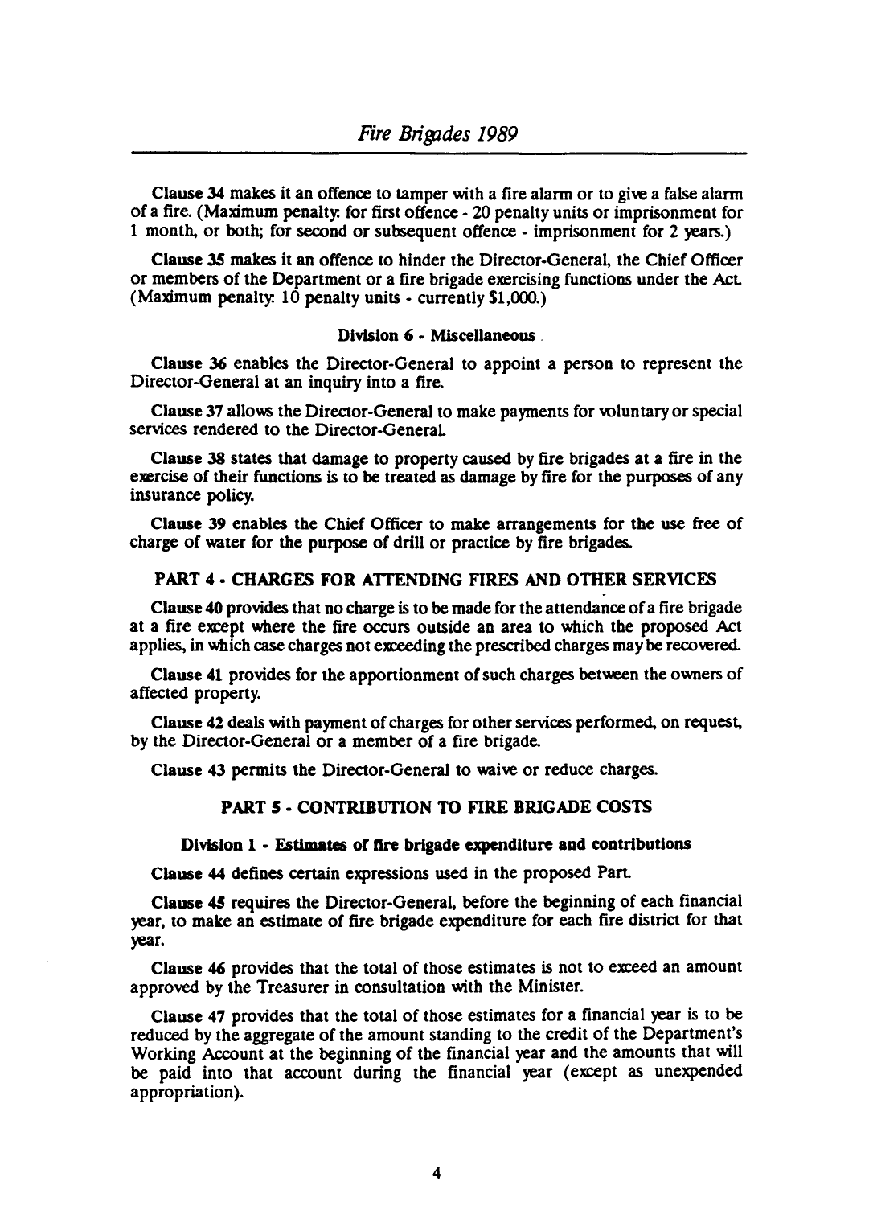**Clause 34** makes it an offence to tamper with a fire alarm or to give a false alarm of a fire. (Maximum penalty: for first offence - 20 penalty units or imprisonment for 1 month, or both; for second or subsequent offence - imprisonment for 2 years.)

**Clause 35** makes it an offence to hinder the Director-General, the Chief Officer or members of the Department or a fire brigade exercising functions under the Act. (Maximum penalty: 10 penalty units - currently $1,000.)

### Division 6 - Miscellaneous

**Clause 36** enables the Director-General to appoint a person to represent the Director-General at an inquiry into a fire.

**Clause 37** allows the Director-General to make payments for voluntary or special services rendered to the Director-General.

**Clause 38** states that damage to property caused by fire brigades at a fire in the exercise of their functions is to be treated as damage by fire for the purposes of any insurance policy.

**Clause 39** enables the Chief Officer to make arrangements for the use free of charge of water for the purpose of drill or practice by fire brigades.

## PART 4 - CHARGES FOR ATTENDING FIRES AND OTHER SERVICES

**Clause 40** provides that no charge is to be made for the attendance of a fire brigade at a fire except where the fire occurs outside an area to which the proposed Act applies, in which case charges not exceeding the prescribed charges may be recovered.

**Clause 41** provides for the apportionment of such charges between the owners of affected property.

**Clause 42** deals with payment of charges for other services performed, on request, by the Director-General or a member of a fire brigade.

**Clause 43** permits the Director-General to waive or reduce charges.

## PART 5 - CONTRIBUTION TO FIRE BRIGADE COSTS

### Division 1 - Estimates of fire brigade expenditure and contributions

**Clause 44** defines certain expressions used in the proposed Part.

**Clause 45** requires the Director-General, before the beginning of each financial year, to make an estimate of fire brigade expenditure for each fire district for that year.

**Clause 46** provides that the total of those estimates is not to exceed an amount approved by the Treasurer in consultation with the Minister.

**Clause 47** provides that the total of those estimates for a financial year is to be reduced by the aggregate of the amount standing to the credit of the Department's Working Account at the beginning of the financial year and the amounts that will be paid into that account during the financial year (except as unexpended appropriation).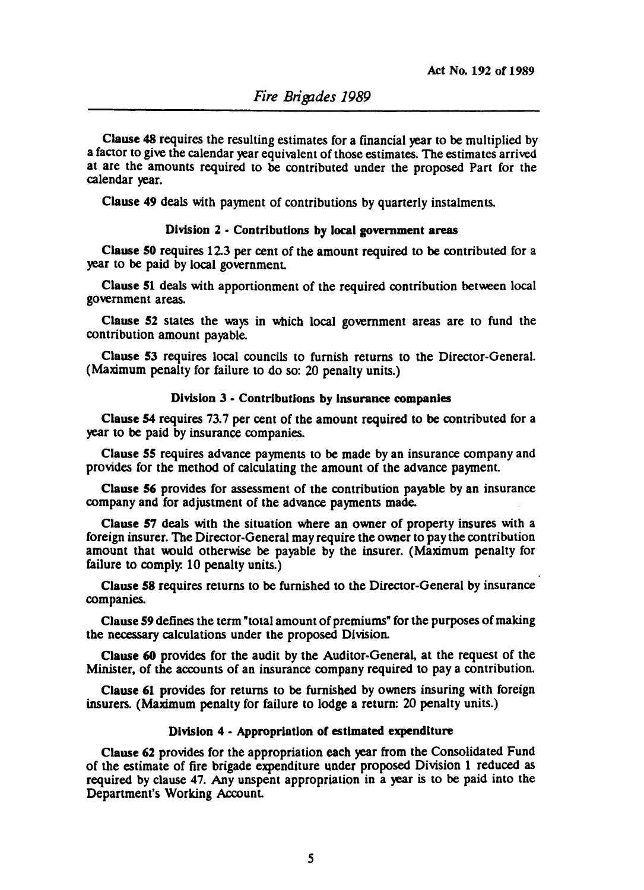Clause 48 requires the resulting estimates for a financial year to be multiplied by a factor to give the calendar year equivalent of those estimates. The estimates arrived at are the amounts required to be contributed under the proposed Part for the calendar year.

Clause 49 deals with payment of contributions by quarterly instalments.

### Division 2 - Contributions by local government areas

Clause 50 requires 12.3 per cent of the amount required to be contributed for a year to be paid by local government.

Clause 51 deals with apportionment of the required contribution between local government areas.

Clause 52 states the ways in which local government areas are to fund the contribution amount payable.

Clause 53 requires local councils to furnish returns to the Director-General. (Maximum penalty for failure to do so: 20 penalty units.)

### Division 3 - Contributions by insurance companies

Clause 54 requires 73.7 per cent of the amount required to be contributed for a year to be paid by insurance companies.

Clause 55 requires advance payments to be made by an insurance company and provides for the method of calculating the amount of the advance payment.

Clause 56 provides for assessment of the contribution payable by an insurance company and for adjustment of the advance payments made.

Clause 57 deals with the situation where an owner of property insures with a foreign insurer. The Director-General may require the owner to pay the contribution amount that would otherwise be payable by the insurer. (Maximum penalty for failure to comply: 10 penalty units.)

Clause 58 requires returns to be furnished to the Director-General by insurance companies.

Clause 59 defines the term "total amount of premiums" for the purposes of making the necessary calculations under the proposed Division.

Clause 60 provides for the audit by the Auditor-General, at the request of the Minister, of the accounts of an insurance company required to pay a contribution.

Clause 61 provides for returns to be furnished by owners insuring with foreign insurers. (Maximum penalty for failure to lodge a return: 20 penalty units.)

### Division 4 - Appropriation of estimated expenditure

Clause 62 provides for the appropriation each year from the Consolidated Fund of the estimate of fire brigade expenditure under proposed Division 1 reduced as required by clause 47. Any unspent appropriation in a year is to be paid into the Department's Working Account.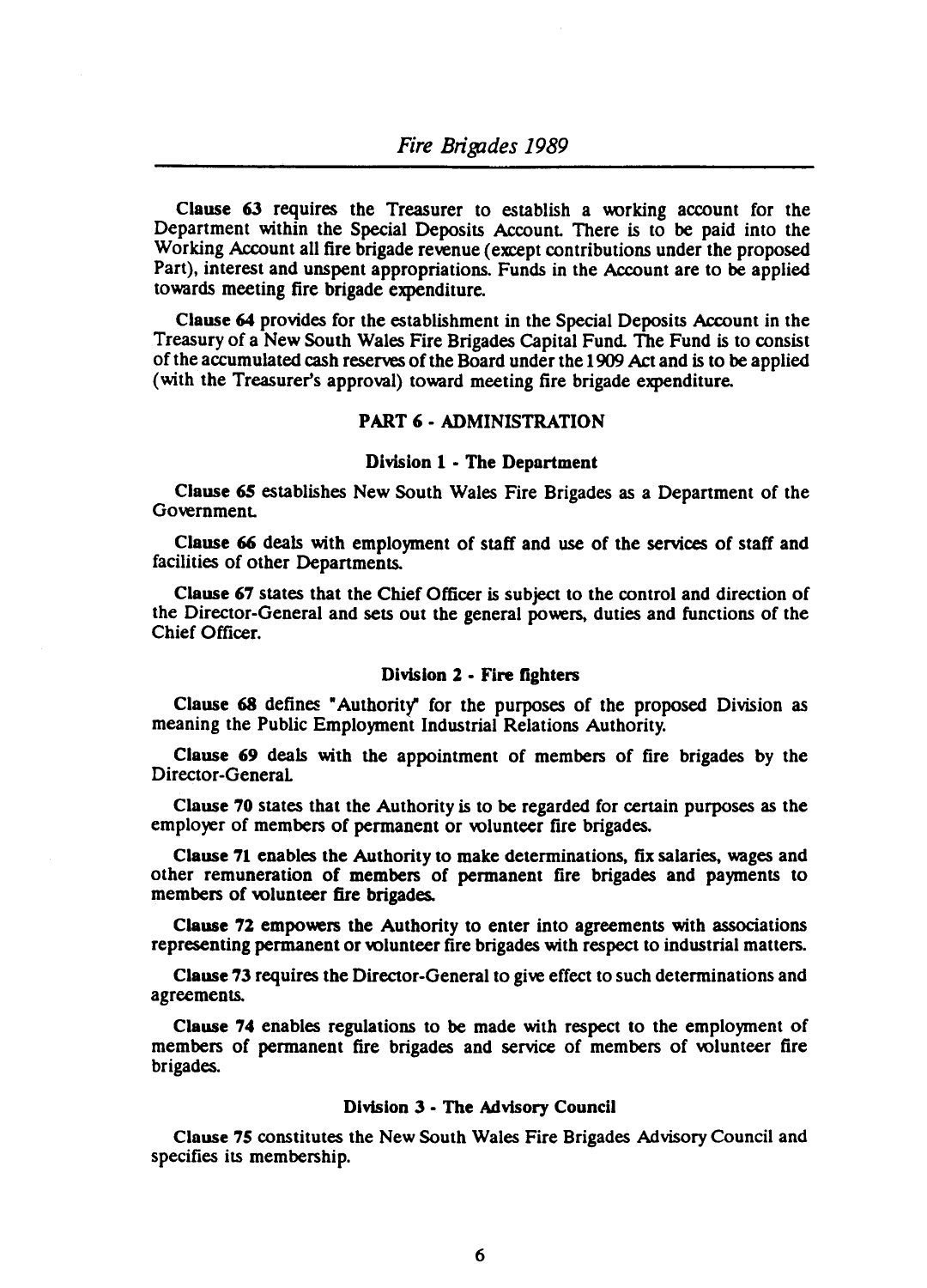**Clause 63** requires the Treasurer to establish a working account for the Department within the Special Deposits Account. There is to be paid into the Working Account all fire brigade revenue (except contributions under the proposed Part), interest and unspent appropriations. Funds in the Account are to be applied towards meeting fire brigade expenditure.

**Clause 64** provides for the establishment in the Special Deposits Account in the Treasury of a New South Wales Fire Brigades Capital Fund. The Fund is to consist of the accumulated cash reserves of the Board under the 1909 Act and is to be applied (with the Treasurer's approval) toward meeting fire brigade expenditure.

## PART 6 - ADMINISTRATION

### Division 1 - The Department

**Clause 65** establishes New South Wales Fire Brigades as a Department of the Government.

**Clause 66** deals with employment of staff and use of the services of staff and facilities of other Departments.

**Clause 67** states that the Chief Officer is subject to the control and direction of the Director-General and sets out the general powers, duties and functions of the Chief Officer.

### Division 2 - Fire fighters

**Clause 68** defines "Authority" for the purposes of the proposed Division as meaning the Public Employment Industrial Relations Authority.

**Clause 69** deals with the appointment of members of fire brigades by the Director-General.

**Clause 70** states that the Authority is to be regarded for certain purposes as the employer of members of permanent or volunteer fire brigades.

**Clause 71** enables the Authority to make determinations, fix salaries, wages and other remuneration of members of permanent fire brigades and payments to members of volunteer fire brigades.

**Clause 72** empowers the Authority to enter into agreements with associations representing permanent or volunteer fire brigades with respect to industrial matters.

**Clause 73** requires the Director-General to give effect to such determinations and agreements.

**Clause 74** enables regulations to be made with respect to the employment of members of permanent fire brigades and service of members of volunteer fire brigades.

### Division 3 - The Advisory Council

**Clause 75** constitutes the New South Wales Fire Brigades Advisory Council and specifies its membership.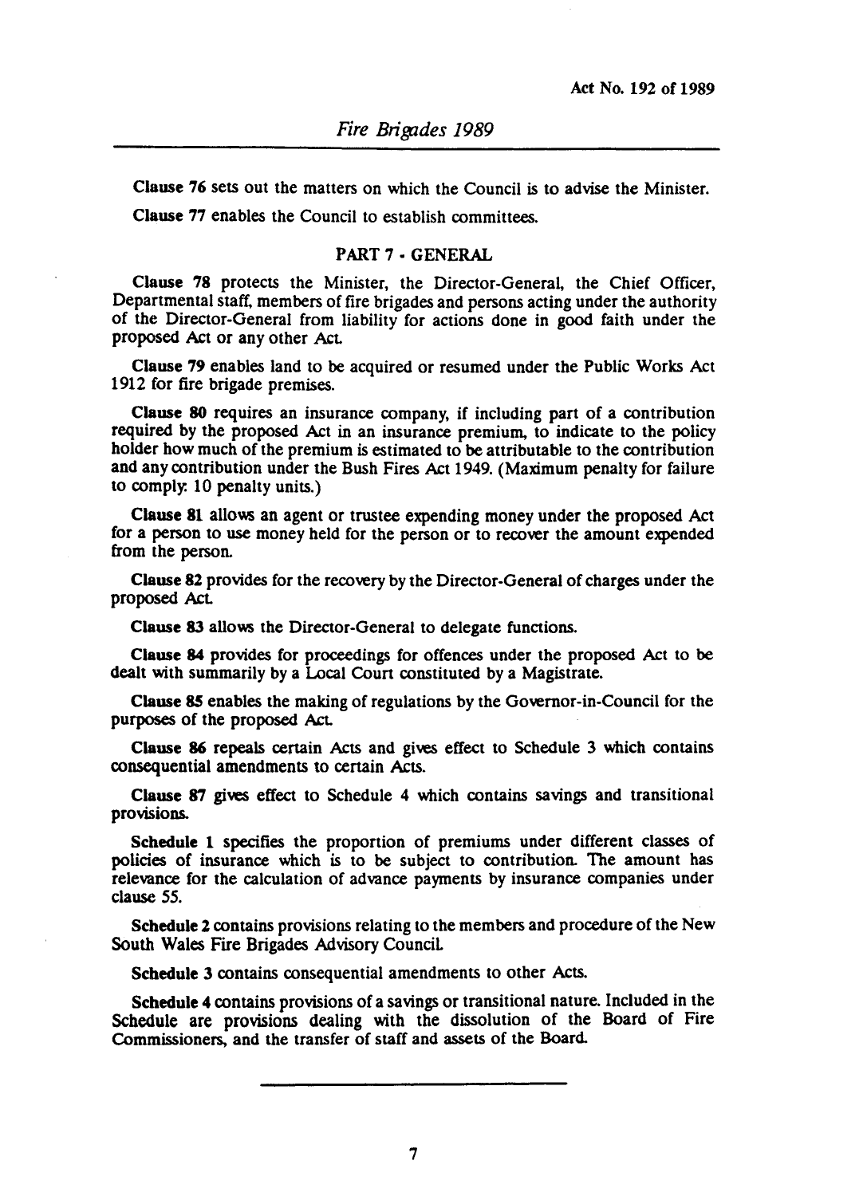**Clause 76** sets out the matters on which the Council is to advise the Minister.

**Clause 77** enables the Council to establish committees.

## PART 7 - GENERAL

**Clause 78** protects the Minister, the Director-General, the Chief Officer, Departmental staff, members of fire brigades and persons acting under the authority of the Director-General from liability for actions done in good faith under the proposed Act or any other Act.

**Clause 79** enables land to be acquired or resumed under the Public Works Act 1912 for fire brigade premises.

**Clause 80** requires an insurance company, if including part of a contribution required by the proposed Act in an insurance premium, to indicate to the policy holder how much of the premium is estimated to be attributable to the contribution and any contribution under the Bush Fires Act 1949. (Maximum penalty for failure to comply: 10 penalty units.)

**Clause 81** allows an agent or trustee expending money under the proposed Act for a person to use money held for the person or to recover the amount expended from the person.

**Clause 82** provides for the recovery by the Director-General of charges under the proposed Act.

**Clause 83** allows the Director-General to delegate functions.

**Clause 84** provides for proceedings for offences under the proposed Act to be dealt with summarily by a Local Court constituted by a Magistrate.

**Clause 85** enables the making of regulations by the Governor-in-Council for the purposes of the proposed Act.

**Clause 86** repeals certain Acts and gives effect to Schedule 3 which contains consequential amendments to certain Acts.

**Clause 87** gives effect to Schedule 4 which contains savings and transitional provisions.

**Schedule 1** specifies the proportion of premiums under different classes of policies of insurance which is to be subject to contribution. The amount has relevance for the calculation of advance payments by insurance companies under clause 55.

**Schedule 2** contains provisions relating to the members and procedure of the New South Wales Fire Brigades Advisory Council.

**Schedule 3** contains consequential amendments to other Acts.

**Schedule 4** contains provisions of a savings or transitional nature. Included in the Schedule are provisions dealing with the dissolution of the Board of Fire Commissioners, and the transfer of staff and assets of the Board.